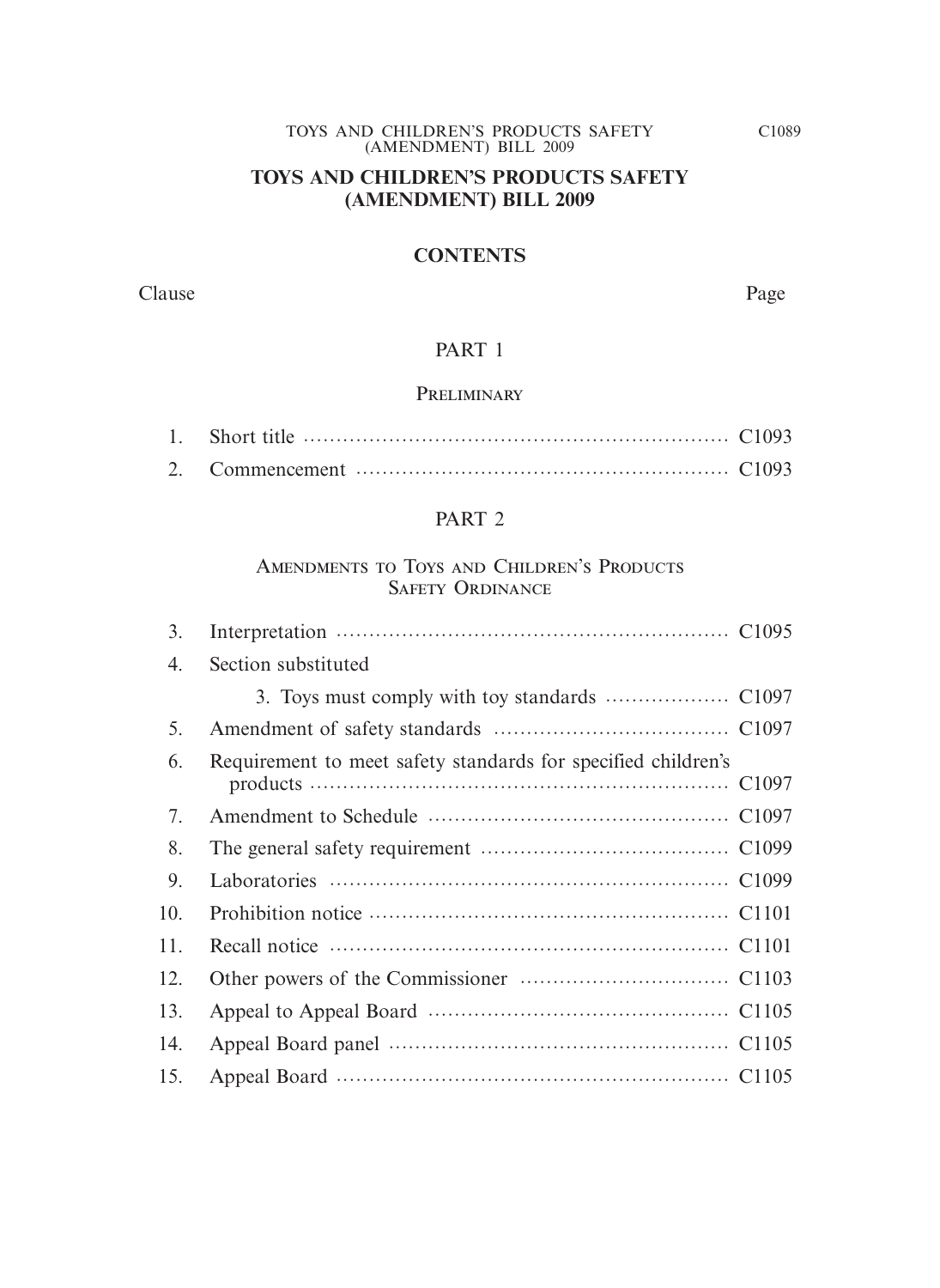# TOYS AND CHILDREN'S PRODUCTS SAFETY (AMENDMENT) BILL 2009

## CONTENTS

| Clause | | Page |
|---|---|---|
| | **PART 1** | |
| | **PRELIMINARY** | |
| 1. | Short title | C1093 |
| 2. | Commencement | C1093 |
| | **PART 2** | |
| | **AMENDMENTS TO TOYS AND CHILDREN'S PRODUCTS SAFETY ORDINANCE** | |
| 3. | Interpretation | C1095 |
| 4. | Section substituted | |
| | 3. Toys must comply with toy standards | C1097 |
| 5. | Amendment of safety standards | C1097 |
| 6. | Requirement to meet safety standards for specified children's products | C1097 |
| 7. | Amendment to Schedule | C1097 |
| 8. | The general safety requirement | C1099 |
| 9. | Laboratories | C1099 |
| 10. | Prohibition notice | C1101 |
| 11. | Recall notice | C1101 |
| 12. | Other powers of the Commissioner | C1103 |
| 13. | Appeal to Appeal Board | C1105 |
| 14. | Appeal Board panel | C1105 |
| 15. | Appeal Board | C1105 |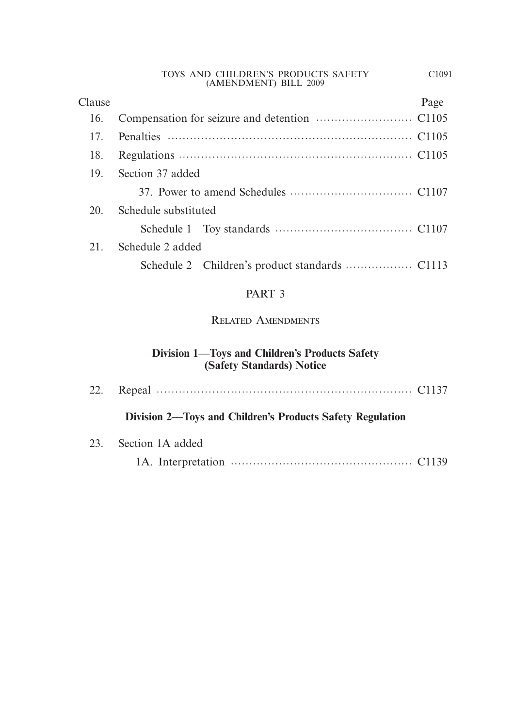| Clause | | Page |
|---|---|---|
| 16. | Compensation for seizure and detention | C1105 |
| 17. | Penalties | C1105 |
| 18. | Regulations | C1105 |
| 19. | Section 37 added | |
| | 37. Power to amend Schedules | C1107 |
| 20. | Schedule substituted | |
| | Schedule 1 Toy standards | C1107 |
| 21. | Schedule 2 added | |
| | Schedule 2 Children's product standards | C1113 |

## PART 3

### Related Amendments

**Division 1—Toys and Children's Products Safety (Safety Standards) Notice**

| | | |
|---|---|---|
| 22. | Repeal | C1137 |

**Division 2—Toys and Children's Products Safety Regulation**

| | | |
|---|---|---|
| 23. | Section 1A added | |
| | 1A. Interpretation | C1139 |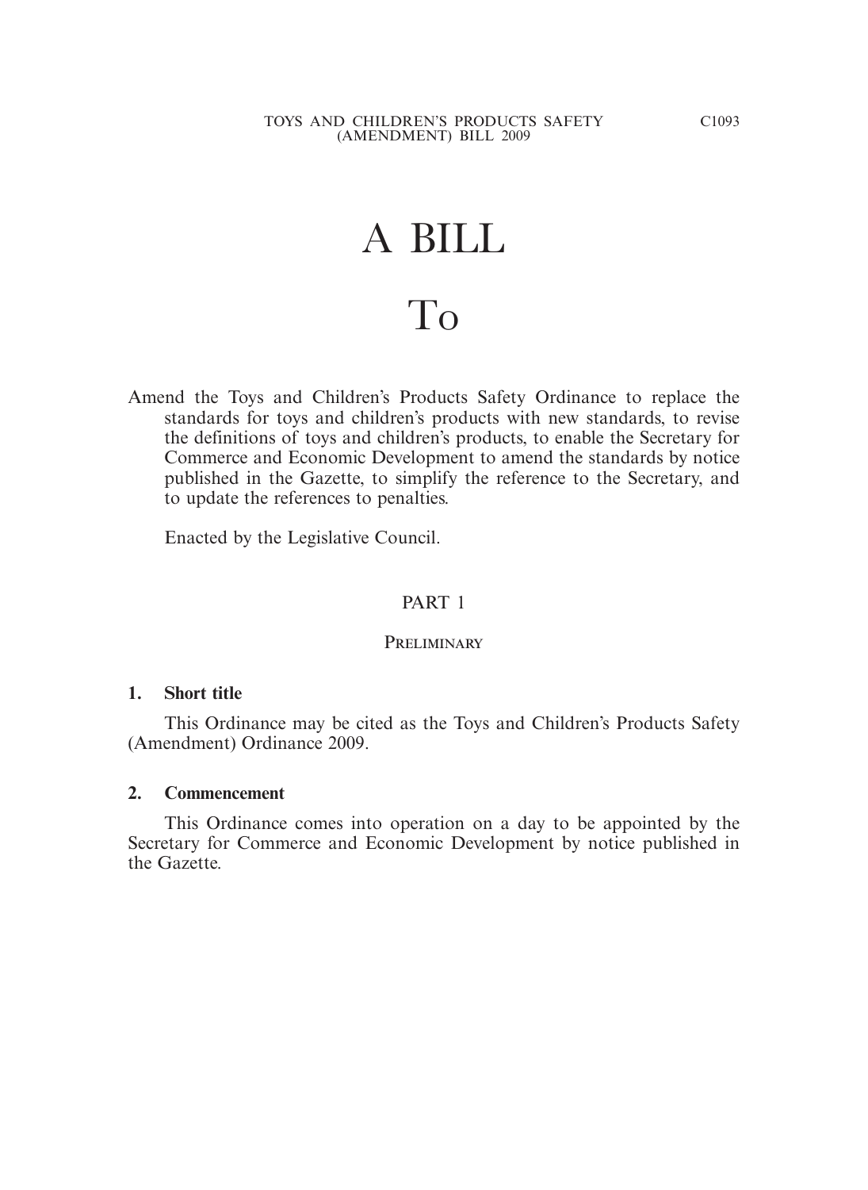# A BILL

# To

Amend the Toys and Children's Products Safety Ordinance to replace the standards for toys and children's products with new standards, to revise the definitions of toys and children's products, to enable the Secretary for Commerce and Economic Development to amend the standards by notice published in the Gazette, to simplify the reference to the Secretary, and to update the references to penalties.

Enacted by the Legislative Council.

## PART 1

### PRELIMINARY

**1. Short title**

This Ordinance may be cited as the Toys and Children's Products Safety (Amendment) Ordinance 2009.

**2. Commencement**

This Ordinance comes into operation on a day to be appointed by the Secretary for Commerce and Economic Development by notice published in the Gazette.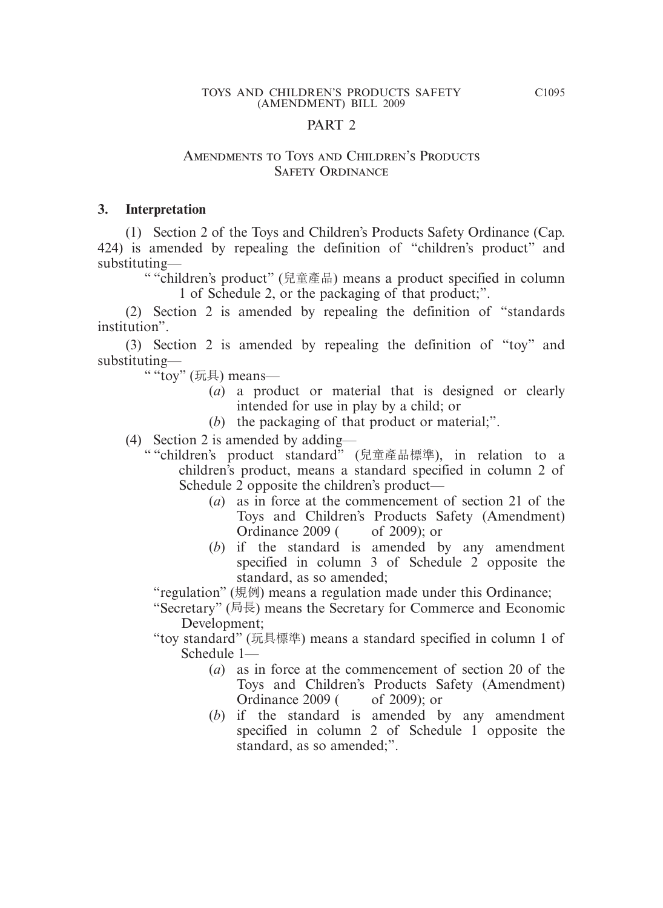## PART 2

## AMENDMENTS TO TOYS AND CHILDREN'S PRODUCTS SAFETY ORDINANCE

### 3. Interpretation

(1) Section 2 of the Toys and Children's Products Safety Ordinance (Cap. 424) is amended by repealing the definition of "children's product" and substituting—

" "children's product" (兒童產品) means a product specified in column 1 of Schedule 2, or the packaging of that product;".

(2) Section 2 is amended by repealing the definition of "standards institution".

(3) Section 2 is amended by repealing the definition of "toy" and substituting—

" "toy" (玩具) means—

(*a*) a product or material that is designed or clearly intended for use in play by a child; or

(*b*) the packaging of that product or material;".

(4) Section 2 is amended by adding—

" "children's product standard" (兒童產品標準), in relation to a children's product, means a standard specified in column 2 of Schedule 2 opposite the children's product—

(*a*) as in force at the commencement of section 21 of the Toys and Children's Products Safety (Amendment) Ordinance 2009 (     of 2009); or

(*b*) if the standard is amended by any amendment specified in column 3 of Schedule 2 opposite the standard, as so amended;

"regulation" (規例) means a regulation made under this Ordinance;

"Secretary" (局長) means the Secretary for Commerce and Economic Development;

"toy standard" (玩具標準) means a standard specified in column 1 of Schedule 1—

(*a*) as in force at the commencement of section 20 of the Toys and Children's Products Safety (Amendment) Ordinance 2009 (     of 2009); or

(*b*) if the standard is amended by any amendment specified in column 2 of Schedule 1 opposite the standard, as so amended;".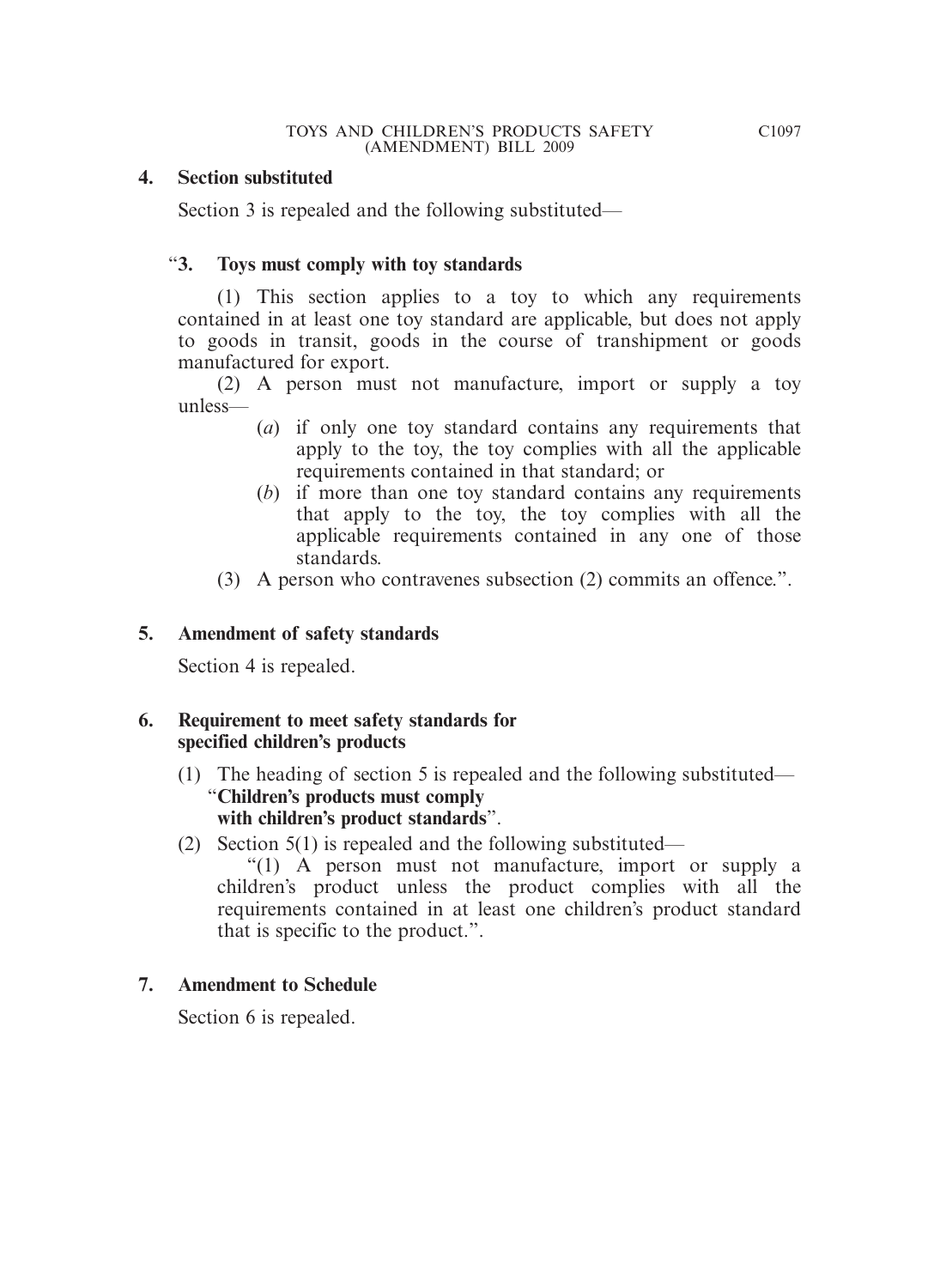**4. Section substituted**

Section 3 is repealed and the following substituted—

"**3. Toys must comply with toy standards**

(1) This section applies to a toy to which any requirements contained in at least one toy standard are applicable, but does not apply to goods in transit, goods in the course of transhipment or goods manufactured for export.

(2) A person must not manufacture, import or supply a toy unless—

(*a*) if only one toy standard contains any requirements that apply to the toy, the toy complies with all the applicable requirements contained in that standard; or

(*b*) if more than one toy standard contains any requirements that apply to the toy, the toy complies with all the applicable requirements contained in any one of those standards.

(3) A person who contravenes subsection (2) commits an offence.".

**5. Amendment of safety standards**

Section 4 is repealed.

**6. Requirement to meet safety standards for specified children's products**

(1) The heading of section 5 is repealed and the following substituted—

"**Children's products must comply with children's product standards**".

(2) Section 5(1) is repealed and the following substituted—

"(1) A person must not manufacture, import or supply a children's product unless the product complies with all the requirements contained in at least one children's product standard that is specific to the product.".

**7. Amendment to Schedule**

Section 6 is repealed.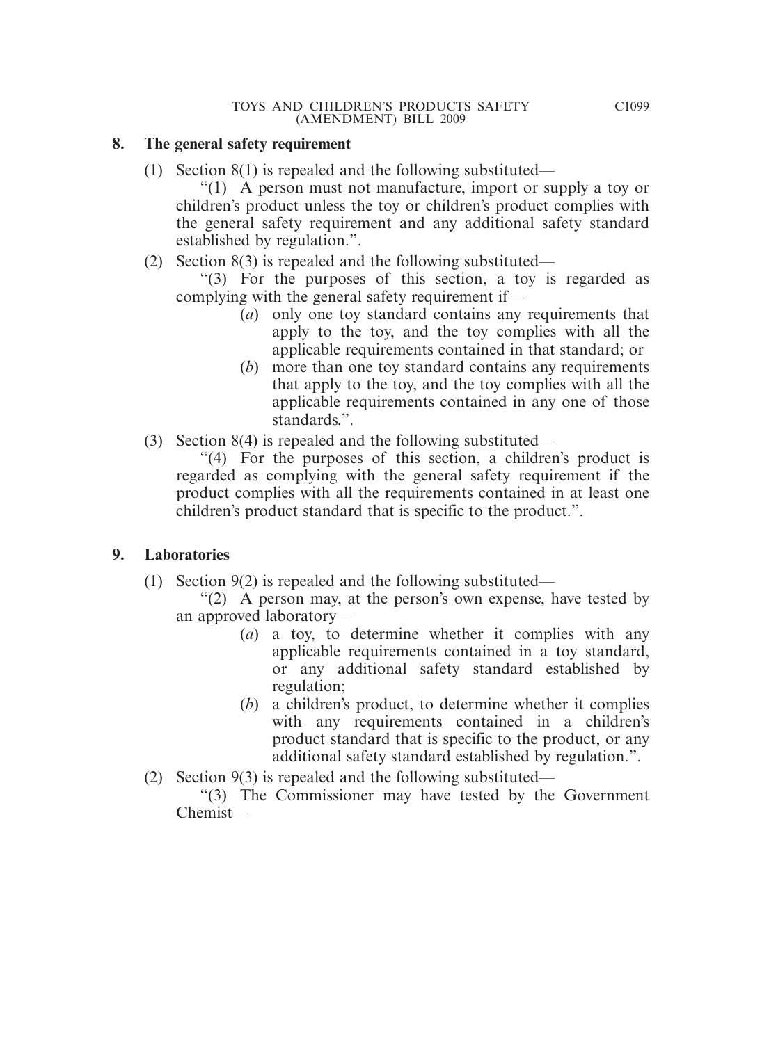## 8. The general safety requirement

(1) Section 8(1) is repealed and the following substituted—

"(1) A person must not manufacture, import or supply a toy or children's product unless the toy or children's product complies with the general safety requirement and any additional safety standard established by regulation.".

(2) Section 8(3) is repealed and the following substituted—

"(3) For the purposes of this section, a toy is regarded as complying with the general safety requirement if—

(*a*) only one toy standard contains any requirements that apply to the toy, and the toy complies with all the applicable requirements contained in that standard; or

(*b*) more than one toy standard contains any requirements that apply to the toy, and the toy complies with all the applicable requirements contained in any one of those standards.".

(3) Section 8(4) is repealed and the following substituted—

"(4) For the purposes of this section, a children's product is regarded as complying with the general safety requirement if the product complies with all the requirements contained in at least one children's product standard that is specific to the product.".

## 9. Laboratories

(1) Section 9(2) is repealed and the following substituted—

"(2) A person may, at the person's own expense, have tested by an approved laboratory—

(*a*) a toy, to determine whether it complies with any applicable requirements contained in a toy standard, or any additional safety standard established by regulation;

(*b*) a children's product, to determine whether it complies with any requirements contained in a children's product standard that is specific to the product, or any additional safety standard established by regulation.".

(2) Section 9(3) is repealed and the following substituted—

"(3) The Commissioner may have tested by the Government Chemist—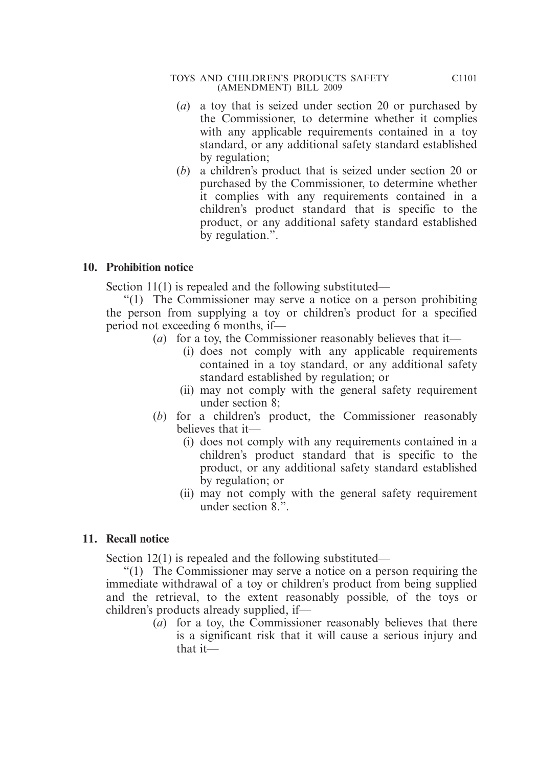(*a*) a toy that is seized under section 20 or purchased by the Commissioner, to determine whether it complies with any applicable requirements contained in a toy standard, or any additional safety standard established by regulation;

(*b*) a children's product that is seized under section 20 or purchased by the Commissioner, to determine whether it complies with any requirements contained in a children's product standard that is specific to the product, or any additional safety standard established by regulation.".

## 10. Prohibition notice

Section 11(1) is repealed and the following substituted—

"(1) The Commissioner may serve a notice on a person prohibiting the person from supplying a toy or children's product for a specified period not exceeding 6 months, if—

(*a*) for a toy, the Commissioner reasonably believes that it—

(i) does not comply with any applicable requirements contained in a toy standard, or any additional safety standard established by regulation; or

(ii) may not comply with the general safety requirement under section 8;

(*b*) for a children's product, the Commissioner reasonably believes that it—

(i) does not comply with any requirements contained in a children's product standard that is specific to the product, or any additional safety standard established by regulation; or

(ii) may not comply with the general safety requirement under section 8.".

## 11. Recall notice

Section 12(1) is repealed and the following substituted—

"(1) The Commissioner may serve a notice on a person requiring the immediate withdrawal of a toy or children's product from being supplied and the retrieval, to the extent reasonably possible, of the toys or children's products already supplied, if—

(*a*) for a toy, the Commissioner reasonably believes that there is a significant risk that it will cause a serious injury and that it—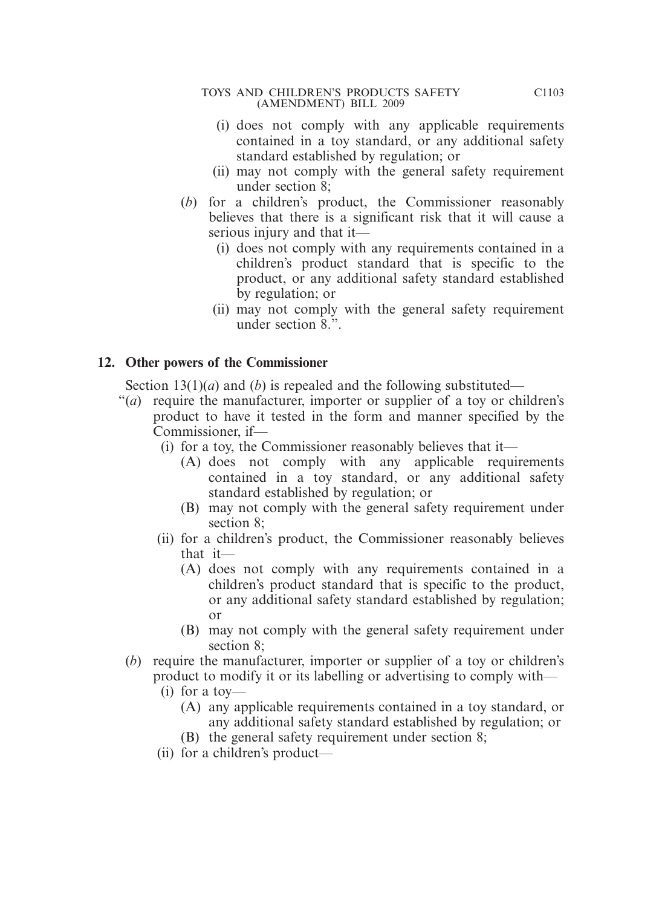(i) does not comply with any applicable requirements contained in a toy standard, or any additional safety standard established by regulation; or

(ii) may not comply with the general safety requirement under section 8;

(*b*) for a children's product, the Commissioner reasonably believes that there is a significant risk that it will cause a serious injury and that it—

(i) does not comply with any requirements contained in a children's product standard that is specific to the product, or any additional safety standard established by regulation; or

(ii) may not comply with the general safety requirement under section 8.".

**12. Other powers of the Commissioner**

Section 13(1)(*a*) and (*b*) is repealed and the following substituted—

"(*a*) require the manufacturer, importer or supplier of a toy or children's product to have it tested in the form and manner specified by the Commissioner, if—

(i) for a toy, the Commissioner reasonably believes that it—

(A) does not comply with any applicable requirements contained in a toy standard, or any additional safety standard established by regulation; or

(B) may not comply with the general safety requirement under section 8;

(ii) for a children's product, the Commissioner reasonably believes that it—

(A) does not comply with any requirements contained in a children's product standard that is specific to the product, or any additional safety standard established by regulation; or

(B) may not comply with the general safety requirement under section 8;

(*b*) require the manufacturer, importer or supplier of a toy or children's product to modify it or its labelling or advertising to comply with—

(i) for a toy—

(A) any applicable requirements contained in a toy standard, or any additional safety standard established by regulation; or

(B) the general safety requirement under section 8;

(ii) for a children's product—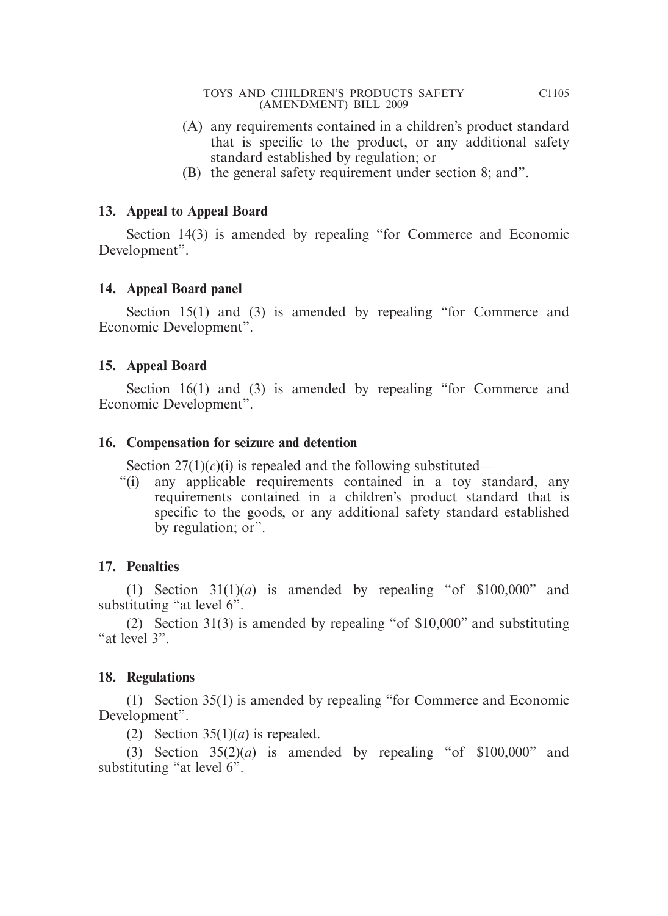(A) any requirements contained in a children's product standard that is specific to the product, or any additional safety standard established by regulation; or

(B) the general safety requirement under section 8; and".

**13. Appeal to Appeal Board**

Section 14(3) is amended by repealing "for Commerce and Economic Development".

**14. Appeal Board panel**

Section 15(1) and (3) is amended by repealing "for Commerce and Economic Development".

**15. Appeal Board**

Section 16(1) and (3) is amended by repealing "for Commerce and Economic Development".

**16. Compensation for seizure and detention**

Section 27(1)(*c*)(i) is repealed and the following substituted—

"(i) any applicable requirements contained in a toy standard, any requirements contained in a children's product standard that is specific to the goods, or any additional safety standard established by regulation; or".

**17. Penalties**

(1) Section 31(1)(*a*) is amended by repealing "of $100,000" and substituting "at level 6".

(2) Section 31(3) is amended by repealing "of $10,000" and substituting "at level 3".

**18. Regulations**

(1) Section 35(1) is amended by repealing "for Commerce and Economic Development".

(2) Section 35(1)(*a*) is repealed.

(3) Section 35(2)(*a*) is amended by repealing "of $100,000" and substituting "at level 6".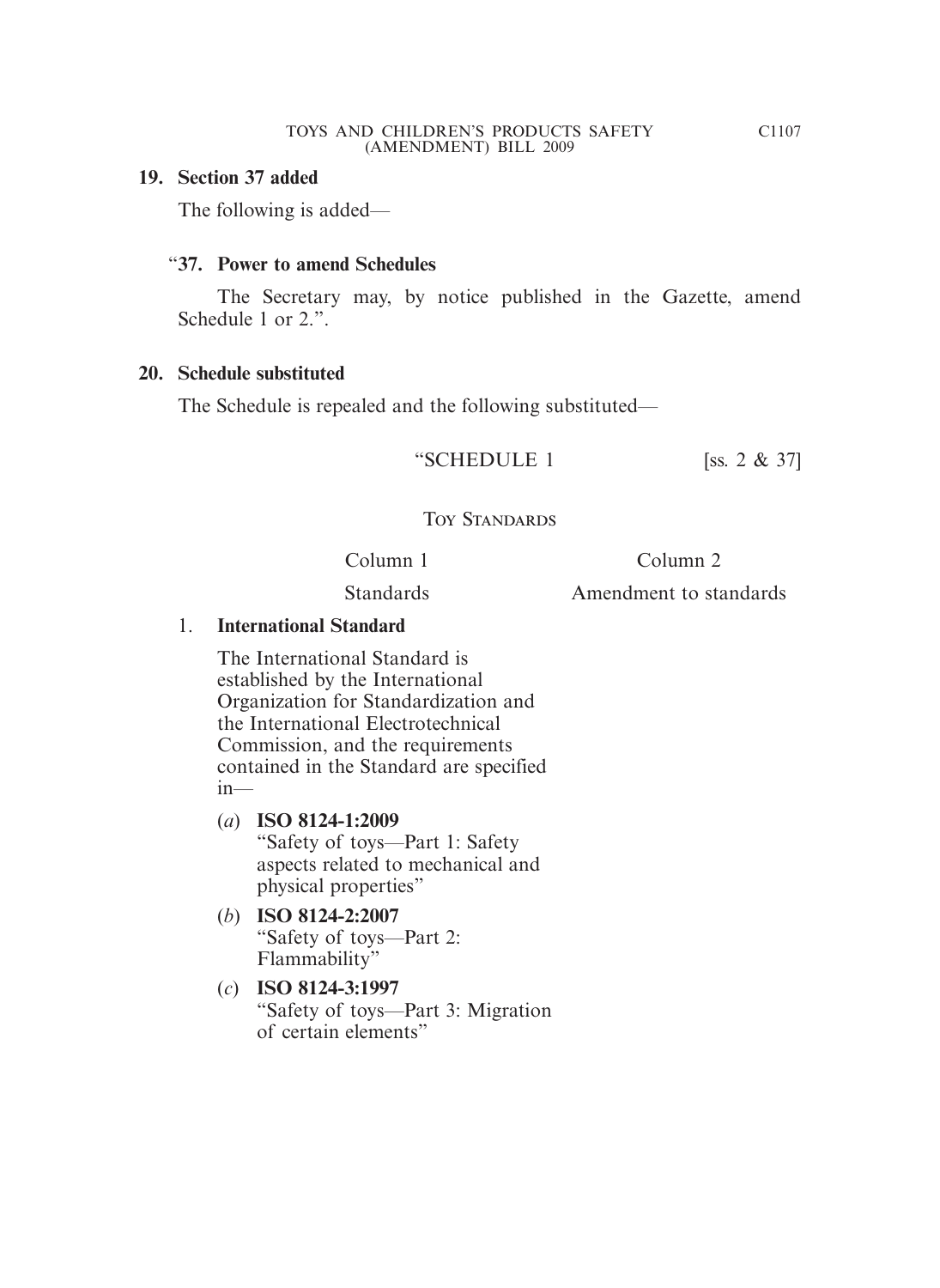**19. Section 37 added**

The following is added—

"**37. Power to amend Schedules**

The Secretary may, by notice published in the Gazette, amend Schedule 1 or 2.".

**20. Schedule substituted**

The Schedule is repealed and the following substituted—

"SCHEDULE 1 [ss. 2 & 37]

TOY STANDARDS

| Column 1 | Column 2 |
|---|---|
| Standards | Amendment to standards |

1. **International Standard**

    The International Standard is established by the International Organization for Standardization and the International Electrotechnical Commission, and the requirements contained in the Standard are specified in—

    (*a*) **ISO 8124-1:2009**
    "Safety of toys—Part 1: Safety aspects related to mechanical and physical properties"

    (*b*) **ISO 8124-2:2007**
    "Safety of toys—Part 2: Flammability"

    (*c*) **ISO 8124-3:1997**
    "Safety of toys—Part 3: Migration of certain elements"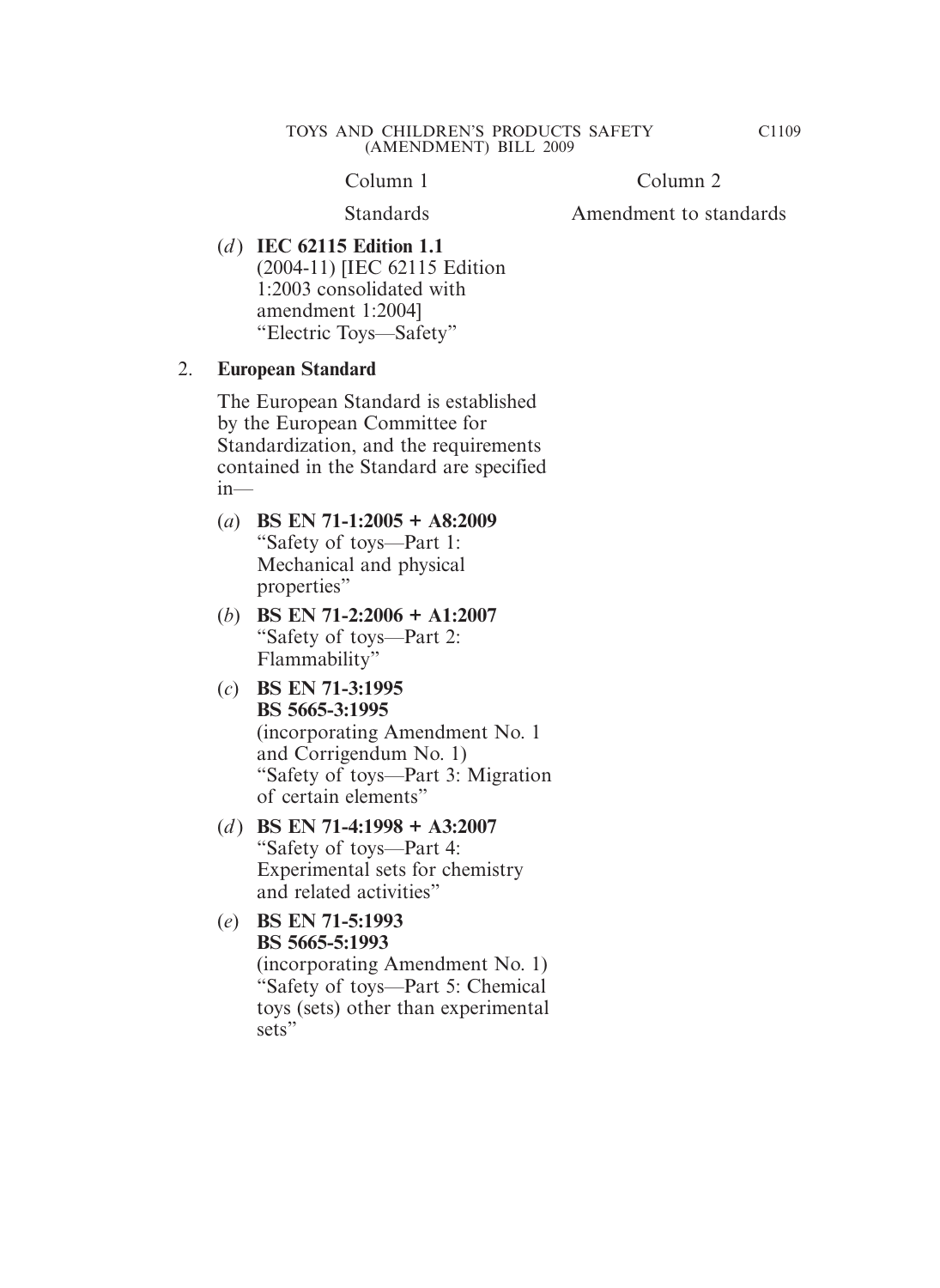| Column 1 | Column 2 |
|---|---|
| Standards | Amendment to standards |
| (*d*) **IEC 62115 Edition 1.1** (2004-11) [IEC 62115 Edition 1:2003 consolidated with amendment 1:2004] "Electric Toys—Safety" | |
| 2. **European Standard** | |
| The European Standard is established by the European Committee for Standardization, and the requirements contained in the Standard are specified in— | |
| (*a*) **BS EN 71-1:2005 + A8:2009** "Safety of toys—Part 1: Mechanical and physical properties" | |
| (*b*) **BS EN 71-2:2006 + A1:2007** "Safety of toys—Part 2: Flammability" | |
| (*c*) **BS EN 71-3:1995** **BS 5665-3:1995** (incorporating Amendment No. 1 and Corrigendum No. 1) "Safety of toys—Part 3: Migration of certain elements" | |
| (*d*) **BS EN 71-4:1998 + A3:2007** "Safety of toys—Part 4: Experimental sets for chemistry and related activities" | |
| (*e*) **BS EN 71-5:1993** **BS 5665-5:1993** (incorporating Amendment No. 1) "Safety of toys—Part 5: Chemical toys (sets) other than experimental sets" | |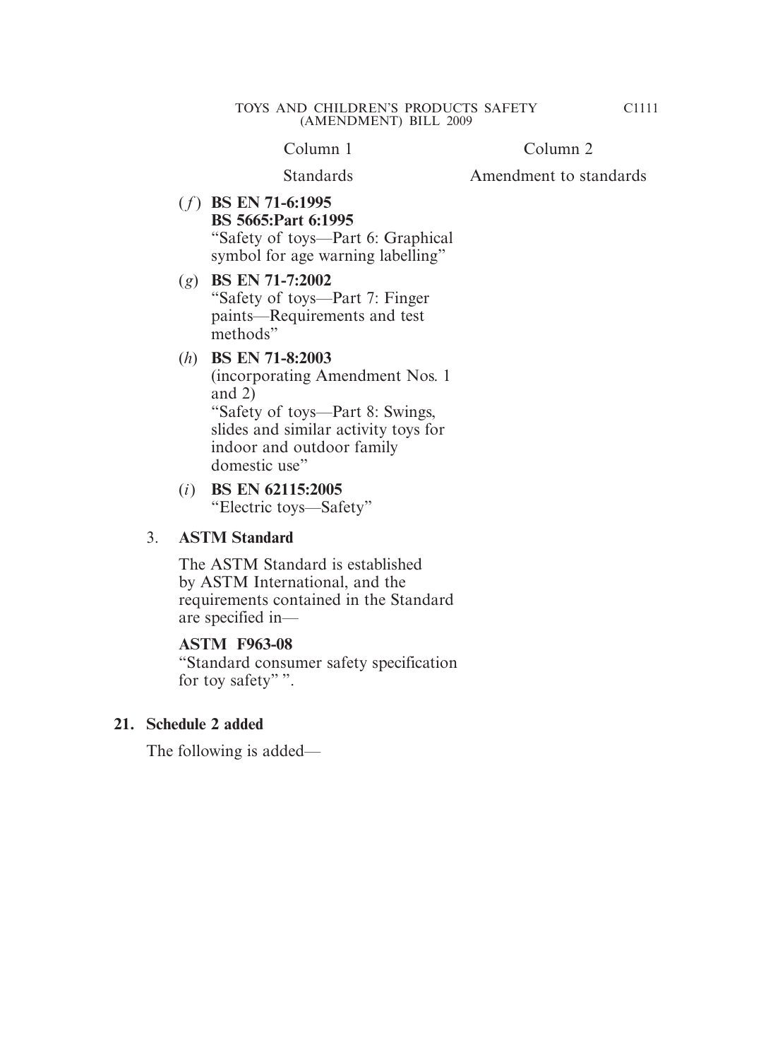| Column 1 | Column 2 |
|---|---|
| Standards | Amendment to standards |
| (*f*) **BS EN 71-6:1995** **BS 5665:Part 6:1995** "Safety of toys—Part 6: Graphical symbol for age warning labelling" | |
| (*g*) **BS EN 71-7:2002** "Safety of toys—Part 7: Finger paints—Requirements and test methods" | |
| (*h*) **BS EN 71-8:2003** (incorporating Amendment Nos. 1 and 2) "Safety of toys—Part 8: Swings, slides and similar activity toys for indoor and outdoor family domestic use" | |
| (*i*) **BS EN 62115:2005** "Electric toys—Safety" | |

3. **ASTM Standard**

   The ASTM Standard is established by ASTM International, and the requirements contained in the Standard are specified in—

   **ASTM F963-08**
   "Standard consumer safety specification for toy safety" ".

**21. Schedule 2 added**

The following is added—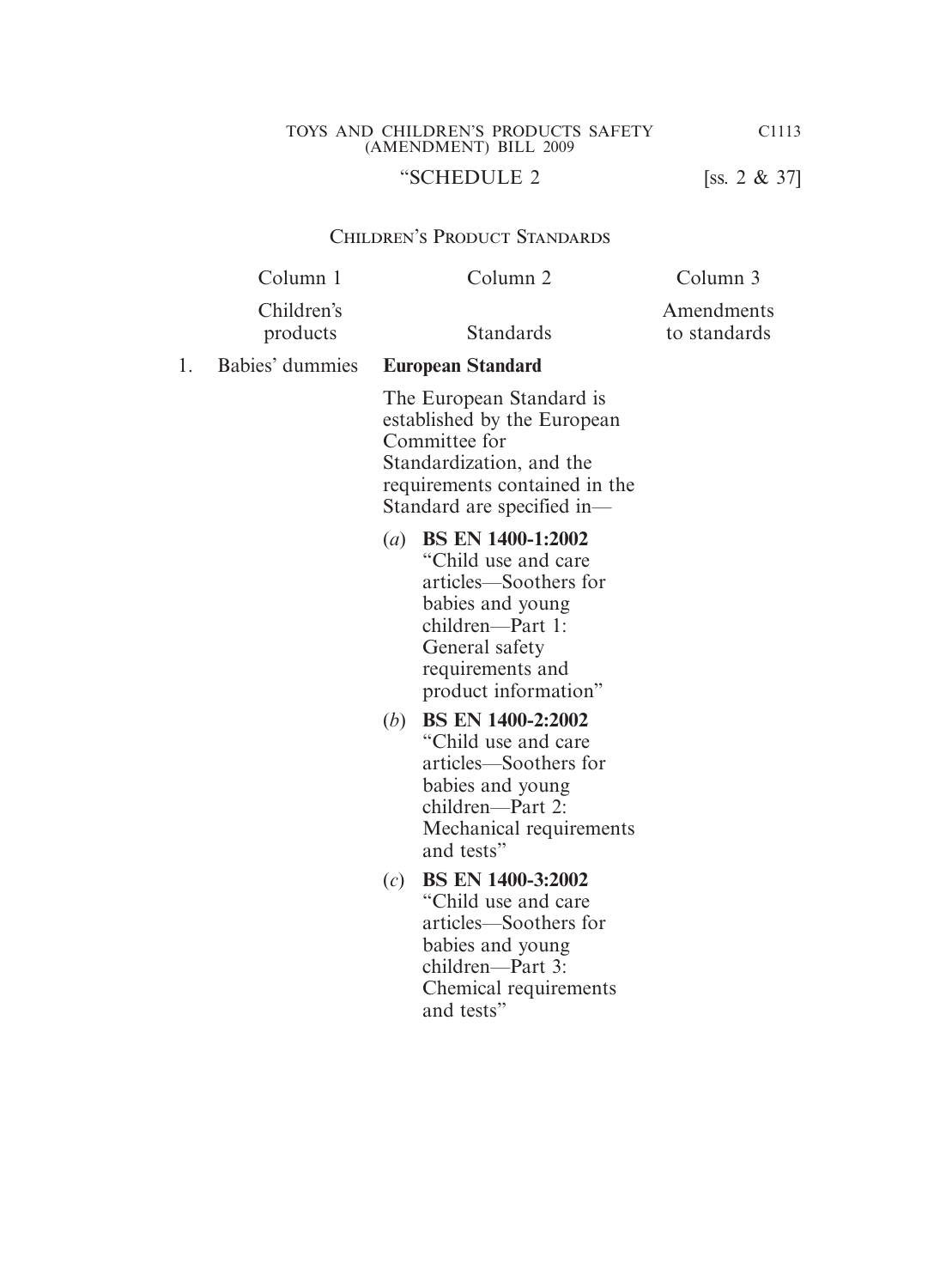“SCHEDULE 2 [ss. 2 & 37]

## Children’s Product Standards

| | Column 1 | Column 2 | Column 3 |
|---|---|---|---|
| | Children’s products | Standards | Amendments to standards |
| 1. | Babies’ dummies | **European Standard**<br><br>The European Standard is established by the European Committee for Standardization, and the requirements contained in the Standard are specified in—<br><br>(*a*) **BS EN 1400-1:2002** “Child use and care articles—Soothers for babies and young children—Part 1: General safety requirements and product information”<br><br>(*b*) **BS EN 1400-2:2002** “Child use and care articles—Soothers for babies and young children—Part 2: Mechanical requirements and tests”<br><br>(*c*) **BS EN 1400-3:2002** “Child use and care articles—Soothers for babies and young children—Part 3: Chemical requirements and tests” | |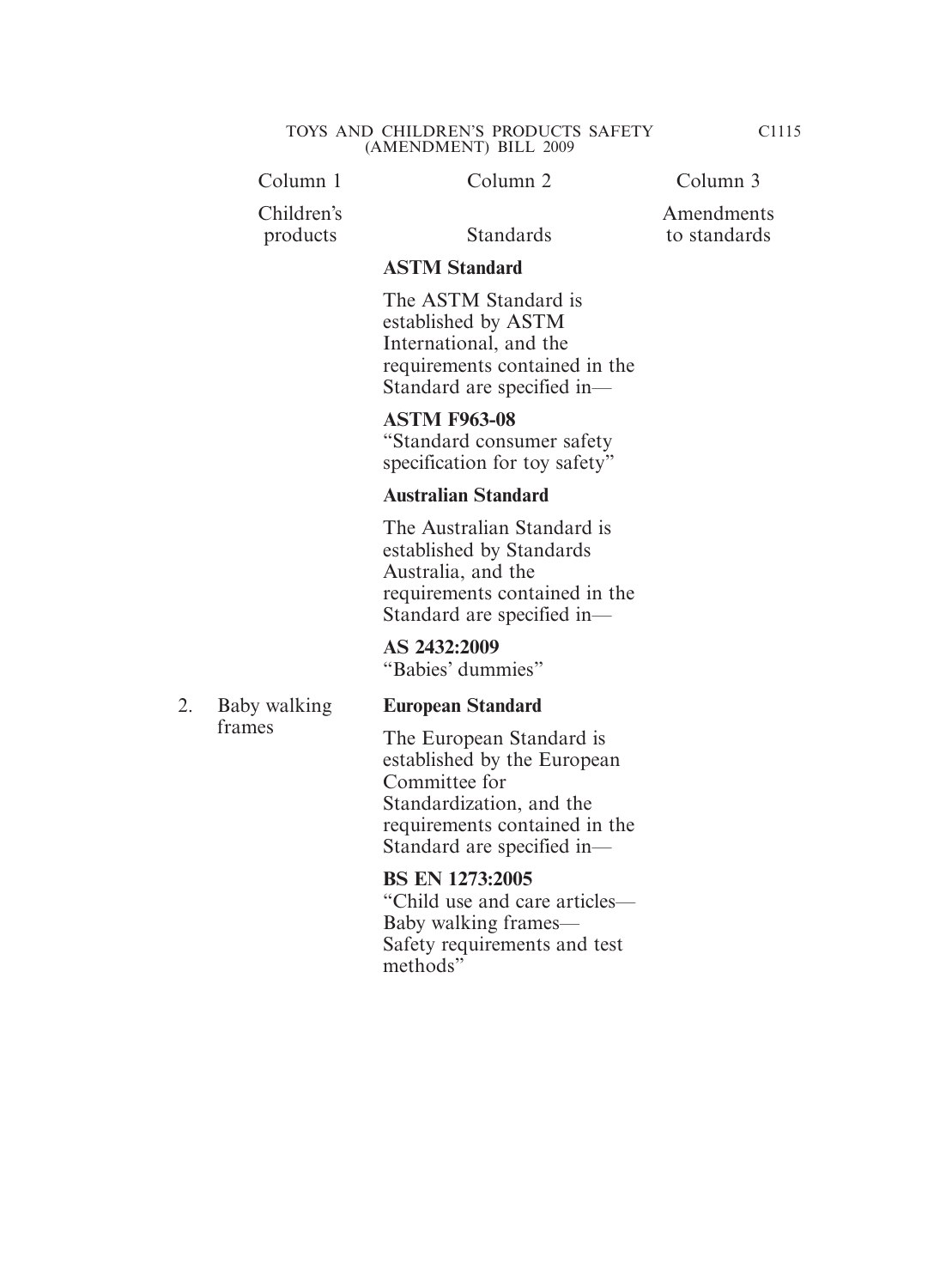| Column 1 | Column 2 | Column 3 |
|---|---|---|
| Children's products | Standards | Amendments to standards |
| | **ASTM Standard**<br><br>The ASTM Standard is established by ASTM International, and the requirements contained in the Standard are specified in—<br><br>**ASTM F963-08**<br>"Standard consumer safety specification for toy safety" | |
| | **Australian Standard**<br><br>The Australian Standard is established by Standards Australia, and the requirements contained in the Standard are specified in—<br><br>**AS 2432:2009**<br>"Babies' dummies" | |
| 2. Baby walking frames | **European Standard**<br><br>The European Standard is established by the European Committee for Standardization, and the requirements contained in the Standard are specified in—<br><br>**BS EN 1273:2005**<br>"Child use and care articles—Baby walking frames—Safety requirements and test methods" | |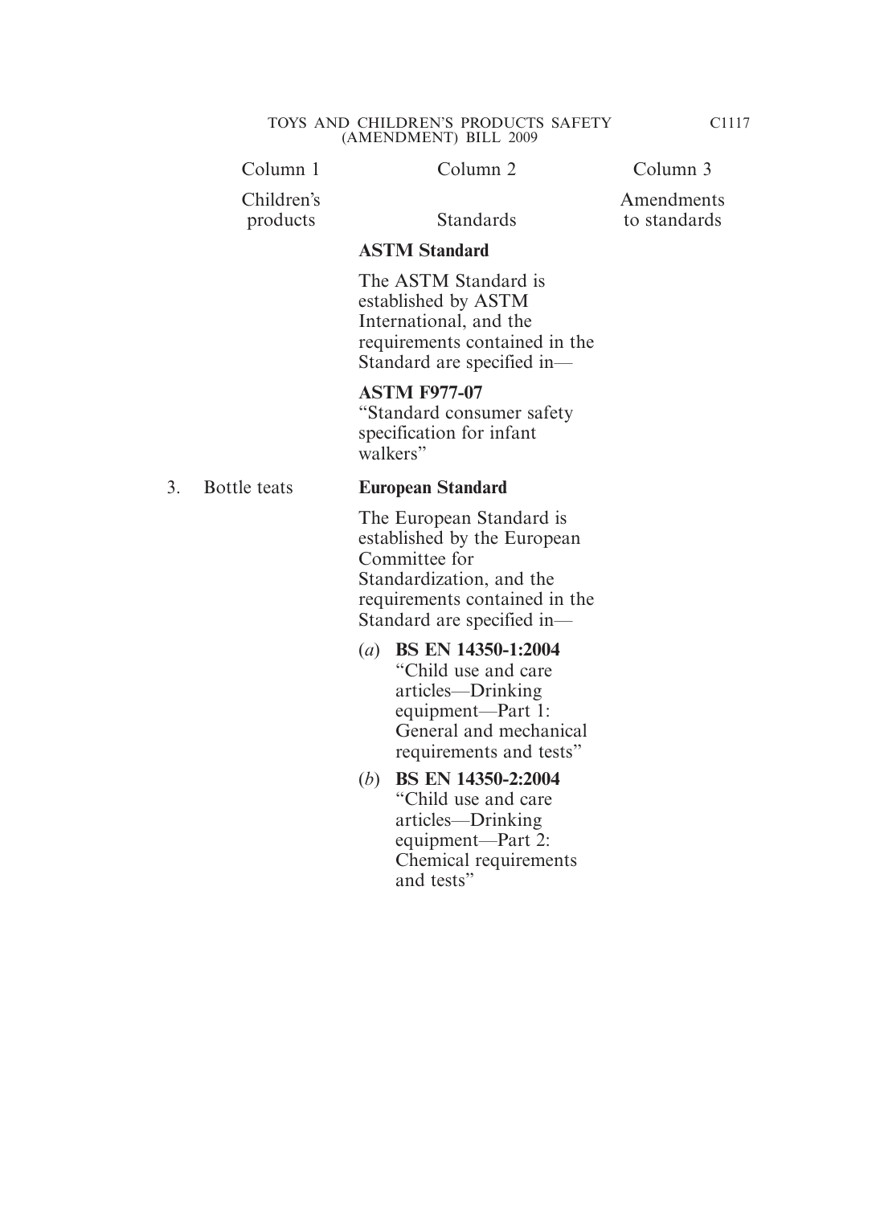| Column 1 | Column 2 | Column 3 |
|---|---|---|
| Children's products | Standards | Amendments to standards |
| | **ASTM Standard**<br><br>The ASTM Standard is established by ASTM International, and the requirements contained in the Standard are specified in—<br><br>**ASTM F977-07**<br>"Standard consumer safety specification for infant walkers" | |
| 3. Bottle teats | **European Standard**<br><br>The European Standard is established by the European Committee for Standardization, and the requirements contained in the Standard are specified in—<br><br>(*a*) **BS EN 14350-1:2004** "Child use and care articles—Drinking equipment—Part 1: General and mechanical requirements and tests"<br><br>(*b*) **BS EN 14350-2:2004** "Child use and care articles—Drinking equipment—Part 2: Chemical requirements and tests" | |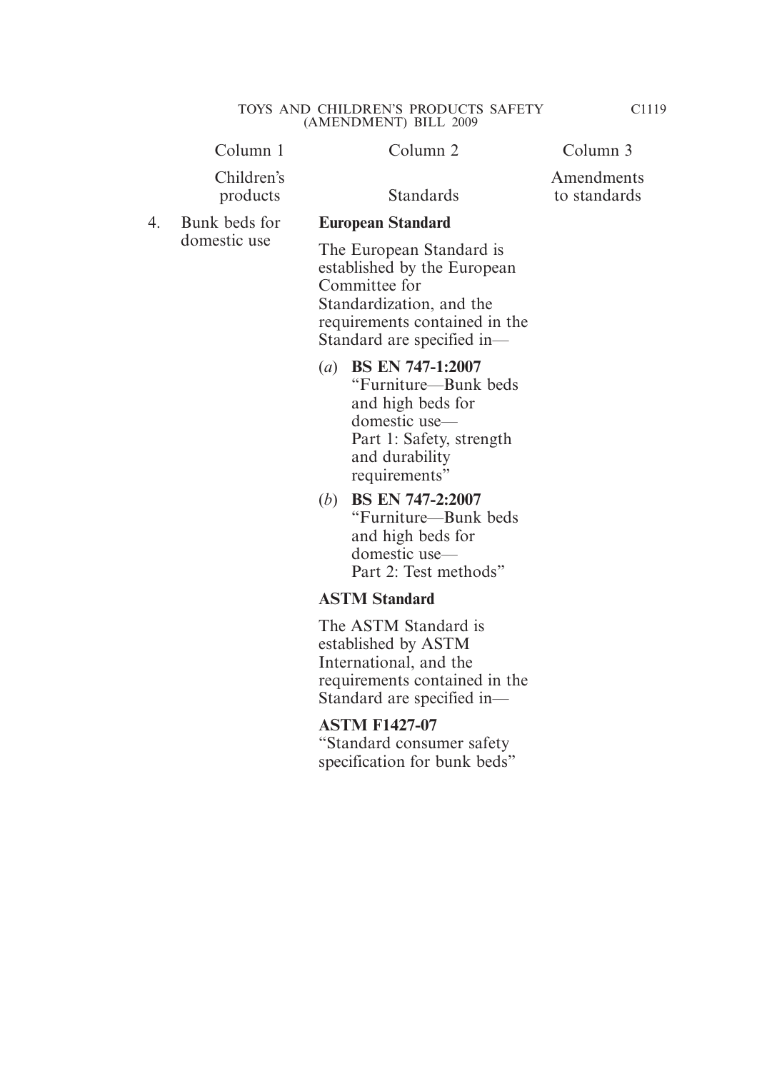| | Column 1 | Column 2 | Column 3 |
|---|---|---|---|
| | Children's products | Standards | Amendments to standards |
| 4. | Bunk beds for domestic use | **European Standard**<br><br>The European Standard is established by the European Committee for Standardization, and the requirements contained in the Standard are specified in—<br><br>(*a*) **BS EN 747-1:2007** "Furniture—Bunk beds and high beds for domestic use— Part 1: Safety, strength and durability requirements"<br><br>(*b*) **BS EN 747-2:2007** "Furniture—Bunk beds and high beds for domestic use— Part 2: Test methods"<br><br>**ASTM Standard**<br><br>The ASTM Standard is established by ASTM International, and the requirements contained in the Standard are specified in—<br><br>**ASTM F1427-07** "Standard consumer safety specification for bunk beds" | |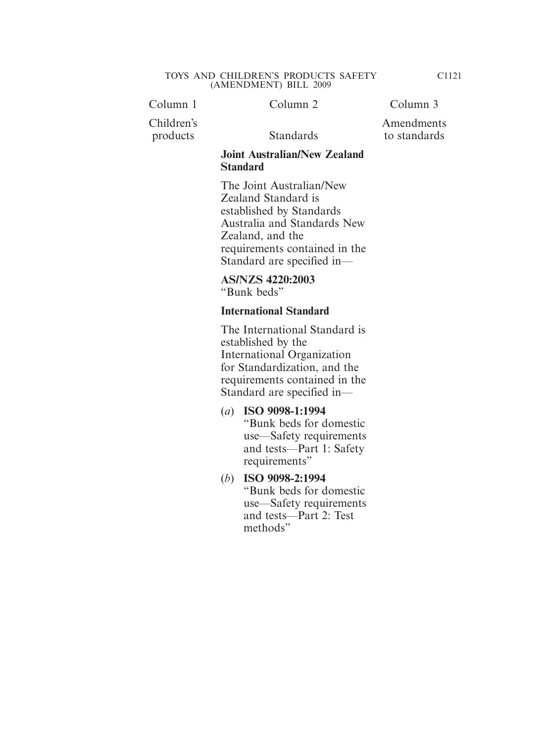| Column 1 | Column 2 | Column 3 |
|---|---|---|
| Children's products | Standards | Amendments to standards |
| | **Joint Australian/New Zealand Standard** | |
| | The Joint Australian/New Zealand Standard is established by Standards Australia and Standards New Zealand, and the requirements contained in the Standard are specified in— | |
| | **AS/NZS 4220:2003** "Bunk beds" | |
| | **International Standard** | |
| | The International Standard is established by the International Organization for Standardization, and the requirements contained in the Standard are specified in— | |
| | (*a*) **ISO 9098-1:1994** "Bunk beds for domestic use—Safety requirements and tests—Part 1: Safety requirements" | |
| | (*b*) **ISO 9098-2:1994** "Bunk beds for domestic use—Safety requirements and tests—Part 2: Test methods" | |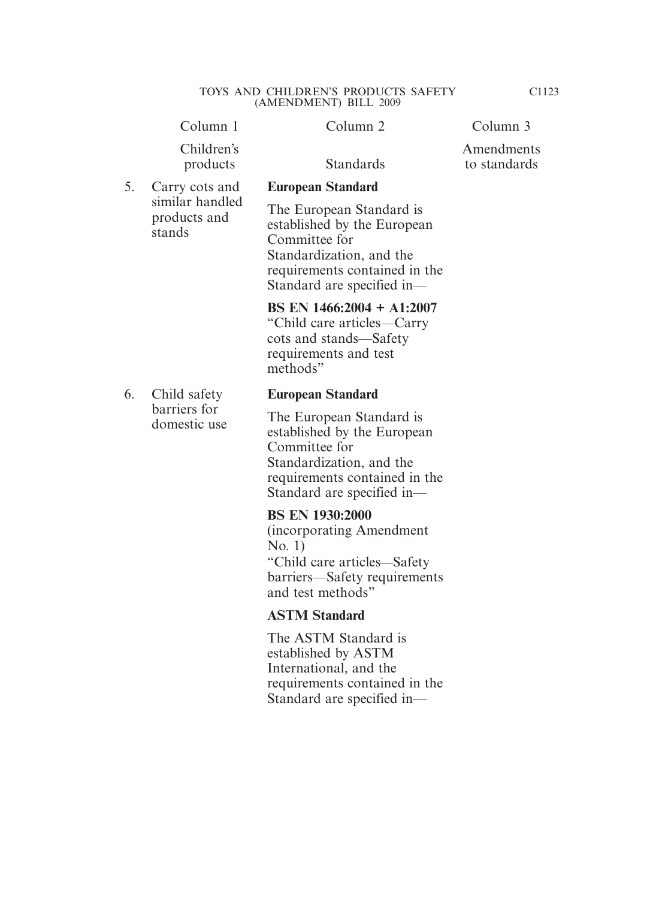| | Column 1 | Column 2 | Column 3 |
|---|---|---|---|
| | Children's products | Standards | Amendments to standards |
| 5. | Carry cots and similar handled products and stands | **European Standard**<br><br>The European Standard is established by the European Committee for Standardization, and the requirements contained in the Standard are specified in—<br><br>**BS EN 1466:2004 + A1:2007**<br>"Child care articles—Carry cots and stands—Safety requirements and test methods" | |
| 6. | Child safety barriers for domestic use | **European Standard**<br><br>The European Standard is established by the European Committee for Standardization, and the requirements contained in the Standard are specified in—<br><br>**BS EN 1930:2000**<br>(incorporating Amendment No. 1)<br>"Child care articles—Safety barriers—Safety requirements and test methods"<br><br>**ASTM Standard**<br><br>The ASTM Standard is established by ASTM International, and the requirements contained in the Standard are specified in— | |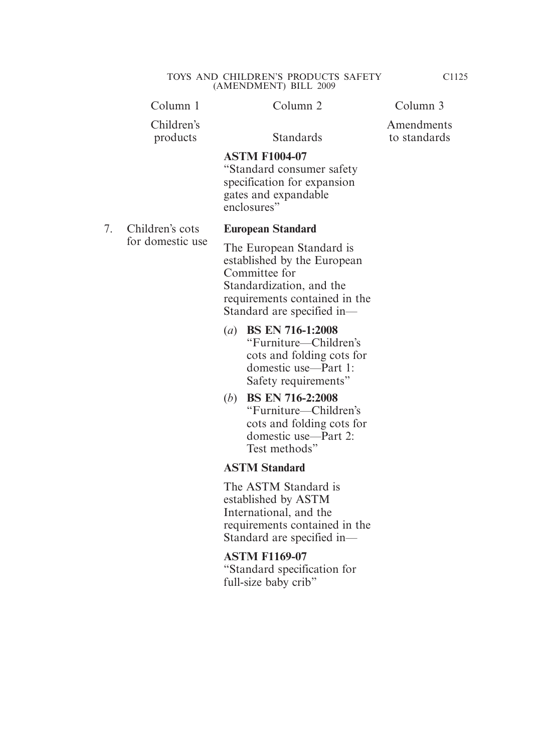| | Column 1 | Column 2 | Column 3 |
|---|---|---|---|
| | Children's products | Standards | Amendments to standards |
| | | **ASTM F1004-07** "Standard consumer safety specification for expansion gates and expandable enclosures" | |
| 7. | Children's cots for domestic use | **European Standard** The European Standard is established by the European Committee for Standardization, and the requirements contained in the Standard are specified in— (*a*) **BS EN 716-1:2008** "Furniture—Children's cots and folding cots for domestic use—Part 1: Safety requirements" (*b*) **BS EN 716-2:2008** "Furniture—Children's cots and folding cots for domestic use—Part 2: Test methods" | |
| | | **ASTM Standard** The ASTM Standard is established by ASTM International, and the requirements contained in the Standard are specified in— **ASTM F1169-07** "Standard specification for full-size baby crib" | |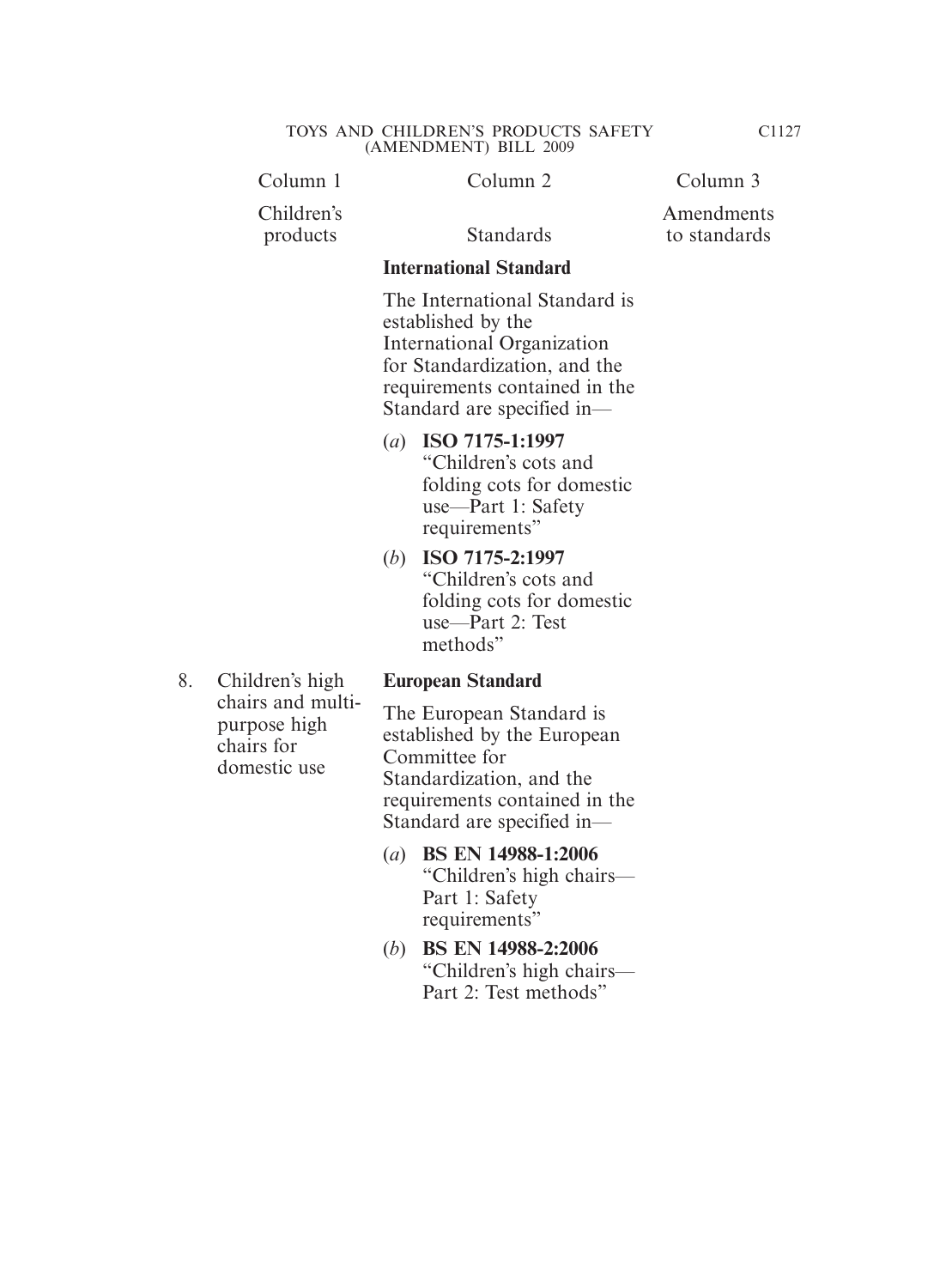| Column 1 | Column 2 | Column 3 |
|---|---|---|
| Children's products | Standards | Amendments to standards |
| | **International Standard** | |
| | The International Standard is established by the International Organization for Standardization, and the requirements contained in the Standard are specified in— | |
| | (*a*) **ISO 7175-1:1997** "Children's cots and folding cots for domestic use—Part 1: Safety requirements" | |
| | (*b*) **ISO 7175-2:1997** "Children's cots and folding cots for domestic use—Part 2: Test methods" | |
| 8. Children's high chairs and multi-purpose high chairs for domestic use | **European Standard** | |
| | The European Standard is established by the European Committee for Standardization, and the requirements contained in the Standard are specified in— | |
| | (*a*) **BS EN 14988-1:2006** "Children's high chairs—Part 1: Safety requirements" | |
| | (*b*) **BS EN 14988-2:2006** "Children's high chairs—Part 2: Test methods" | |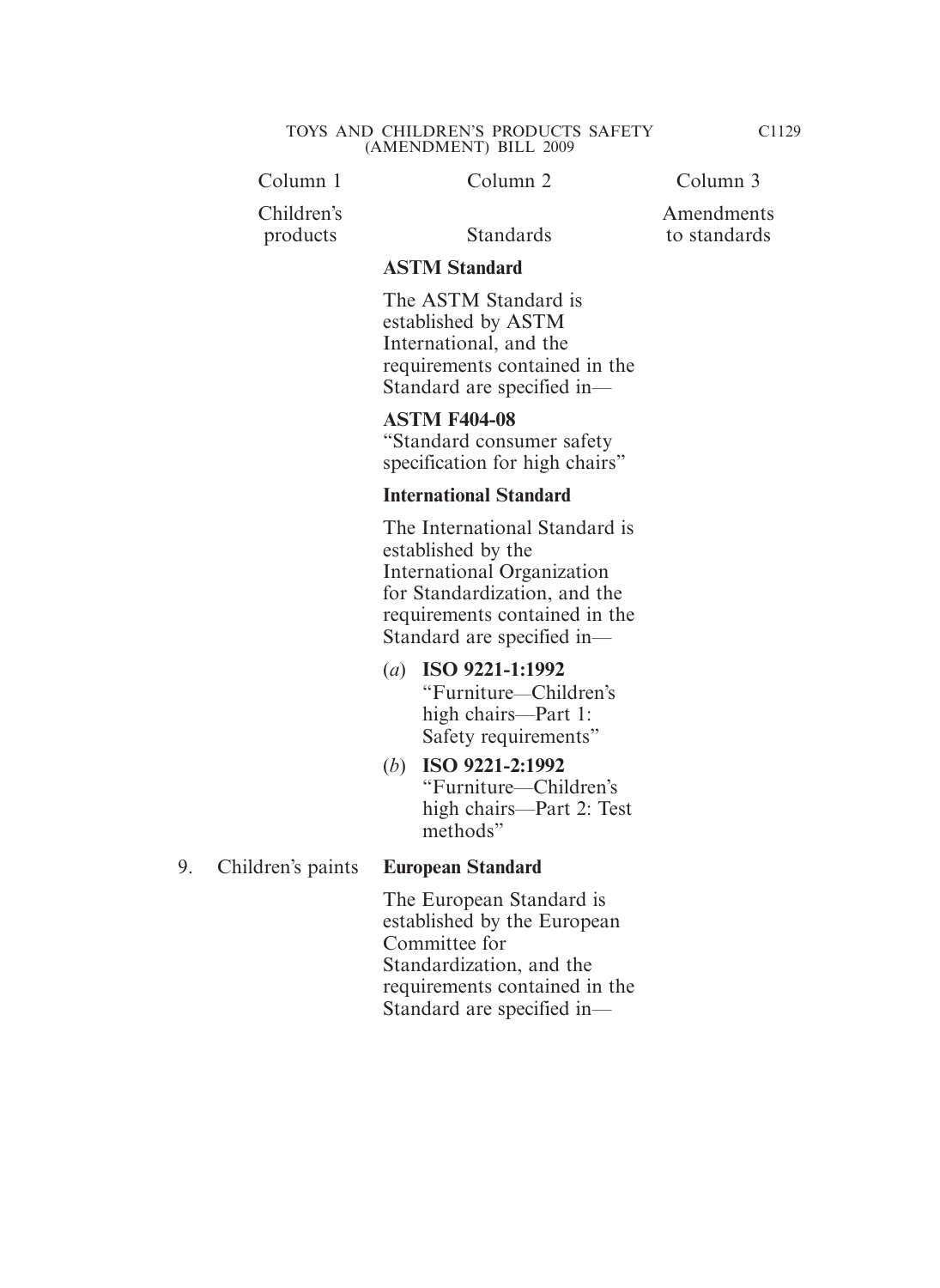| Column 1 | Column 2 | Column 3 |
|---|---|---|
| Children's products | Standards | Amendments to standards |
| | **ASTM Standard**<br><br>The ASTM Standard is established by ASTM International, and the requirements contained in the Standard are specified in—<br><br>**ASTM F404-08**<br>"Standard consumer safety specification for high chairs"<br><br>**International Standard**<br><br>The International Standard is established by the International Organization for Standardization, and the requirements contained in the Standard are specified in—<br><br>(*a*) **ISO 9221-1:1992** "Furniture—Children's high chairs—Part 1: Safety requirements"<br><br>(*b*) **ISO 9221-2:1992** "Furniture—Children's high chairs—Part 2: Test methods" | |
| 9. Children's paints | **European Standard**<br><br>The European Standard is established by the European Committee for Standardization, and the requirements contained in the Standard are specified in— | |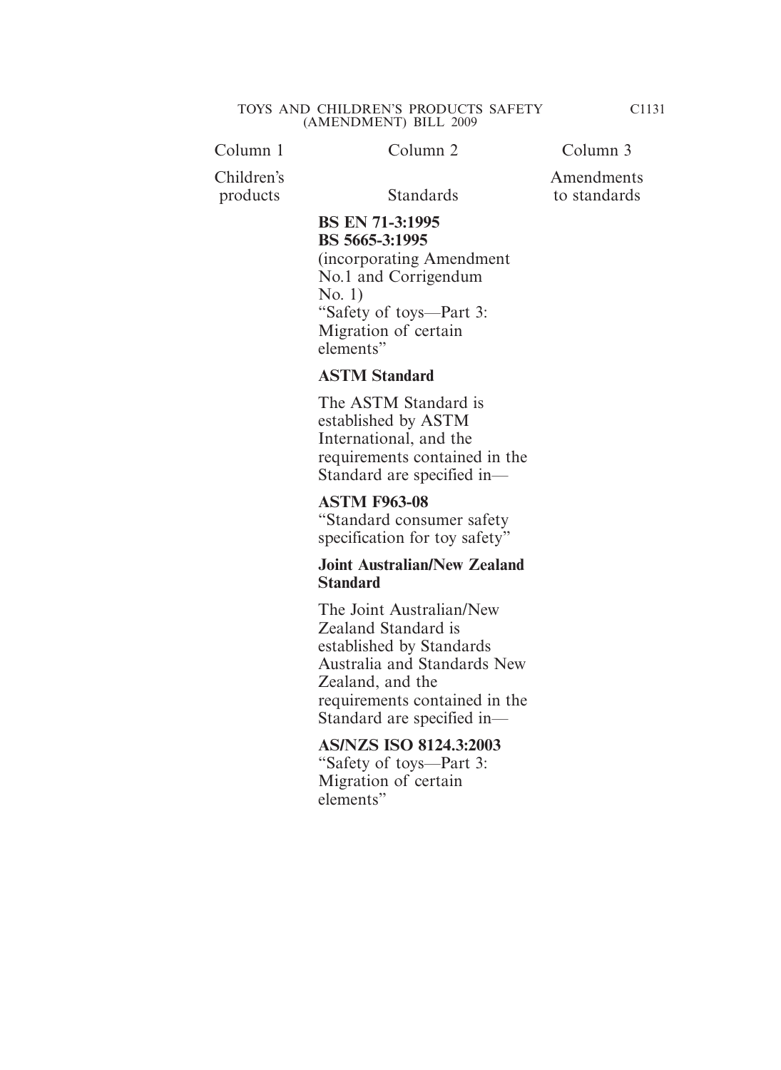| Column 1 | Column 2 | Column 3 |
|---|---|---|
| Children's products | Standards | Amendments to standards |
| | **BS EN 71-3:1995** **BS 5665-3:1995** (incorporating Amendment No.1 and Corrigendum No. 1) "Safety of toys—Part 3: Migration of certain elements" | |
| | **ASTM Standard** | |
| | The ASTM Standard is established by ASTM International, and the requirements contained in the Standard are specified in— | |
| | **ASTM F963-08** "Standard consumer safety specification for toy safety" | |
| | **Joint Australian/New Zealand Standard** | |
| | The Joint Australian/New Zealand Standard is established by Standards Australia and Standards New Zealand, and the requirements contained in the Standard are specified in— | |
| | **AS/NZS ISO 8124.3:2003** "Safety of toys—Part 3: Migration of certain elements" | |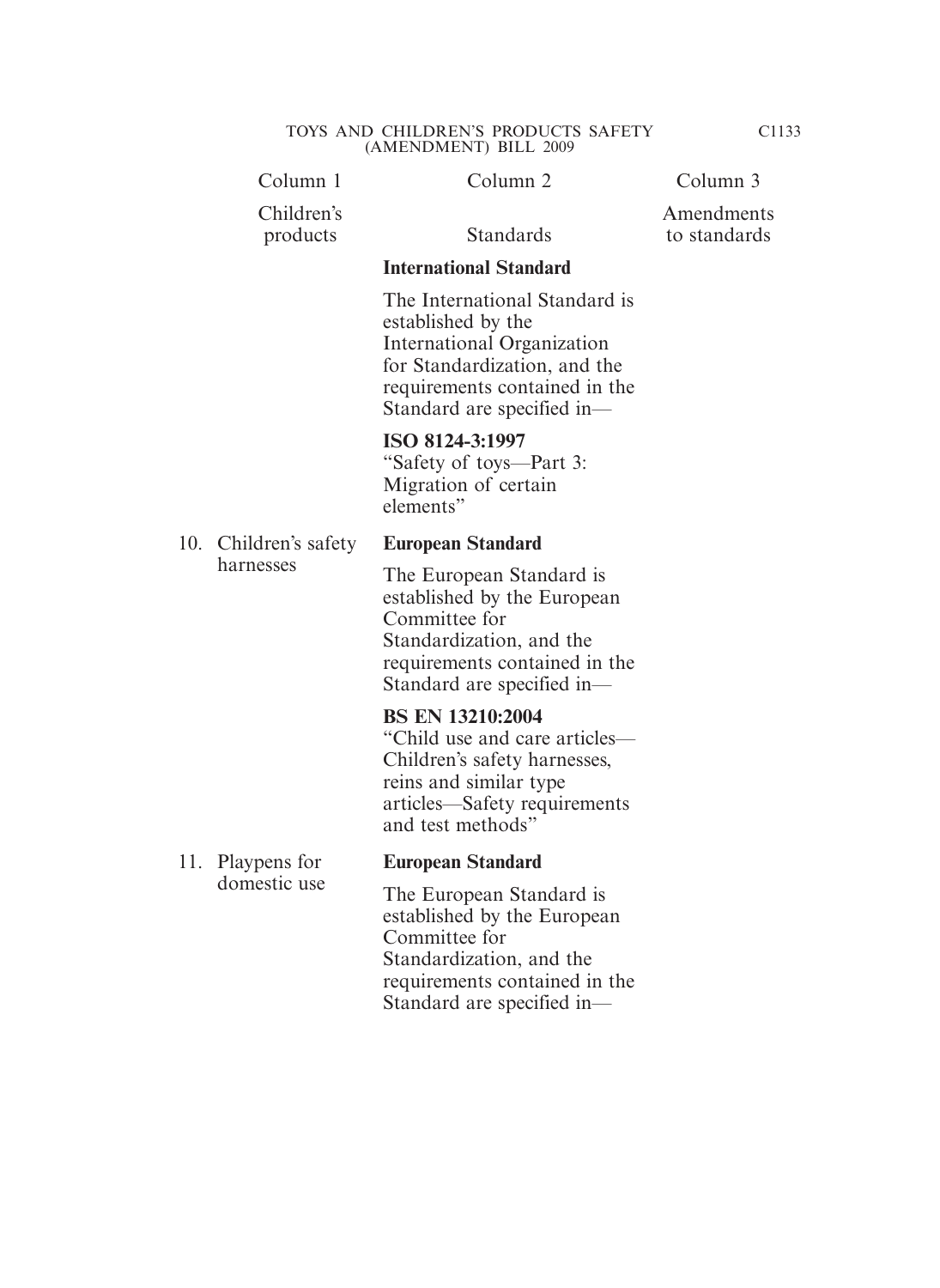| Column 1 | Column 2 | Column 3 |
|---|---|---|
| Children's products | Standards | Amendments to standards |
| | **International Standard**<br><br>The International Standard is established by the International Organization for Standardization, and the requirements contained in the Standard are specified in—<br><br>**ISO 8124-3:1997**<br>"Safety of toys—Part 3: Migration of certain elements" | |
| 10. Children's safety harnesses | **European Standard**<br><br>The European Standard is established by the European Committee for Standardization, and the requirements contained in the Standard are specified in—<br><br>**BS EN 13210:2004**<br>"Child use and care articles—Children's safety harnesses, reins and similar type articles—Safety requirements and test methods" | |
| 11. Playpens for domestic use | **European Standard**<br><br>The European Standard is established by the European Committee for Standardization, and the requirements contained in the Standard are specified in— | |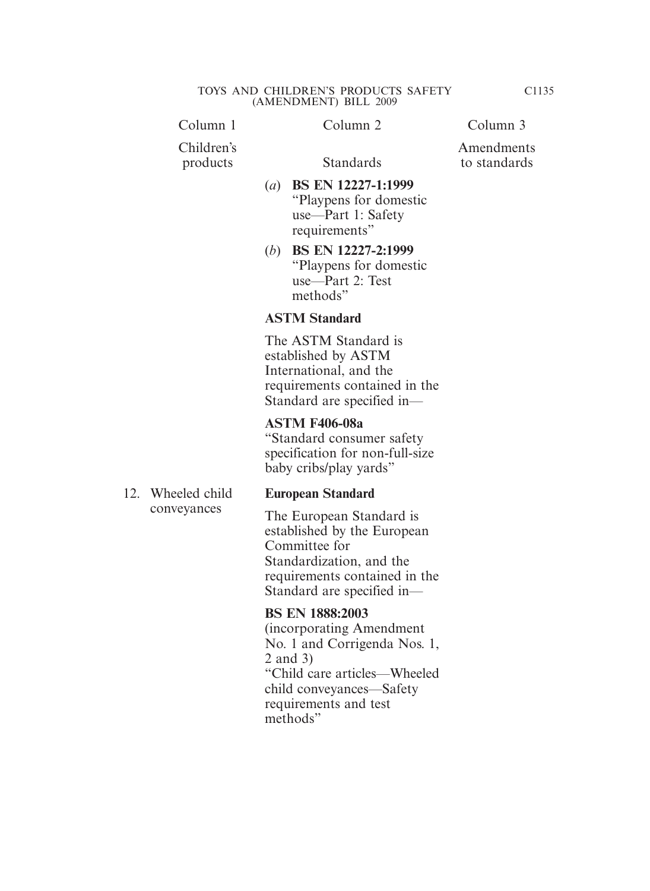| Column 1 | Column 2 | Column 3 |
|---|---|---|
| Children's products | Standards | Amendments to standards |
| | (*a*) **BS EN 12227-1:1999** "Playpens for domestic use—Part 1: Safety requirements" | |
| | (*b*) **BS EN 12227-2:1999** "Playpens for domestic use—Part 2: Test methods" | |
| | **ASTM Standard** | |
| | The ASTM Standard is established by ASTM International, and the requirements contained in the Standard are specified in— | |
| | **ASTM F406-08a** "Standard consumer safety specification for non-full-size baby cribs/play yards" | |
| 12. Wheeled child conveyances | **European Standard** | |
| | The European Standard is established by the European Committee for Standardization, and the requirements contained in the Standard are specified in— | |
| | **BS EN 1888:2003** (incorporating Amendment No. 1 and Corrigenda Nos. 1, 2 and 3) "Child care articles—Wheeled child conveyances—Safety requirements and test methods" | |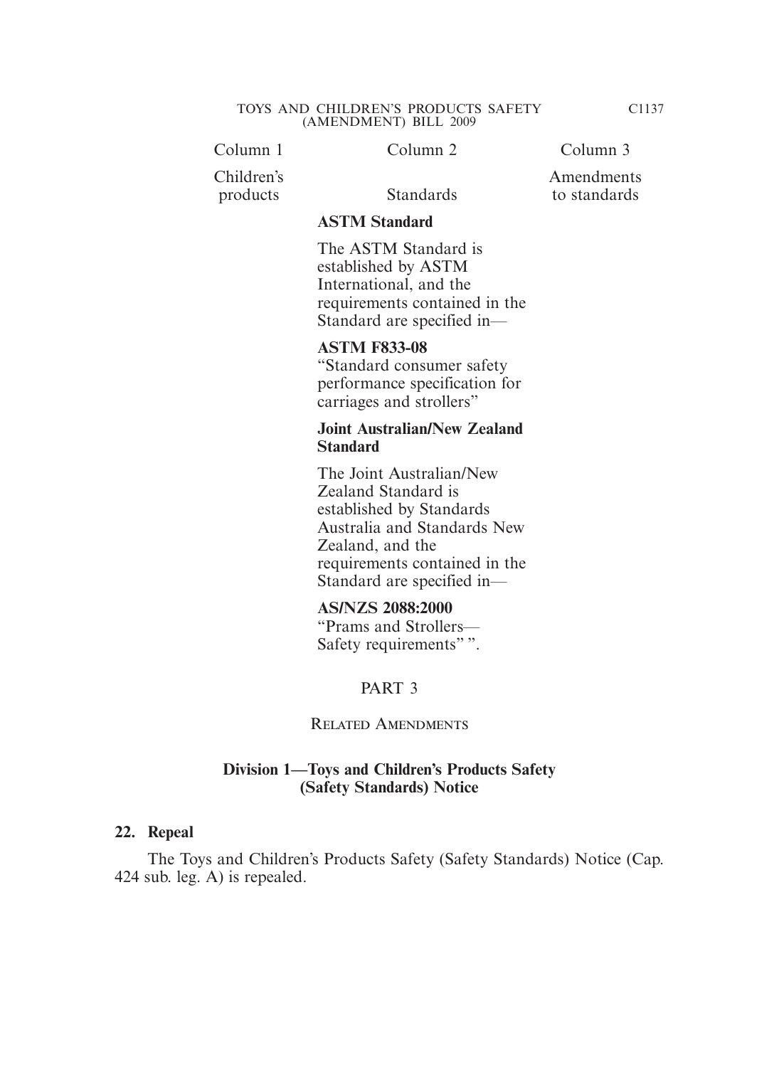| Column 1 | Column 2 | Column 3 |
|---|---|---|
| Children's products | Standards | Amendments to standards |
| | **ASTM Standard**<br><br>The ASTM Standard is established by ASTM International, and the requirements contained in the Standard are specified in—<br><br>**ASTM F833-08**<br>"Standard consumer safety performance specification for carriages and strollers"<br><br>**Joint Australian/New Zealand Standard**<br><br>The Joint Australian/New Zealand Standard is established by Standards Australia and Standards New Zealand, and the requirements contained in the Standard are specified in—<br><br>**AS/NZS 2088:2000**<br>"Prams and Strollers—Safety requirements" ". | |

PART 3

RELATED AMENDMENTS

**Division 1—Toys and Children's Products Safety (Safety Standards) Notice**

**22. Repeal**

The Toys and Children's Products Safety (Safety Standards) Notice (Cap. 424 sub. leg. A) is repealed.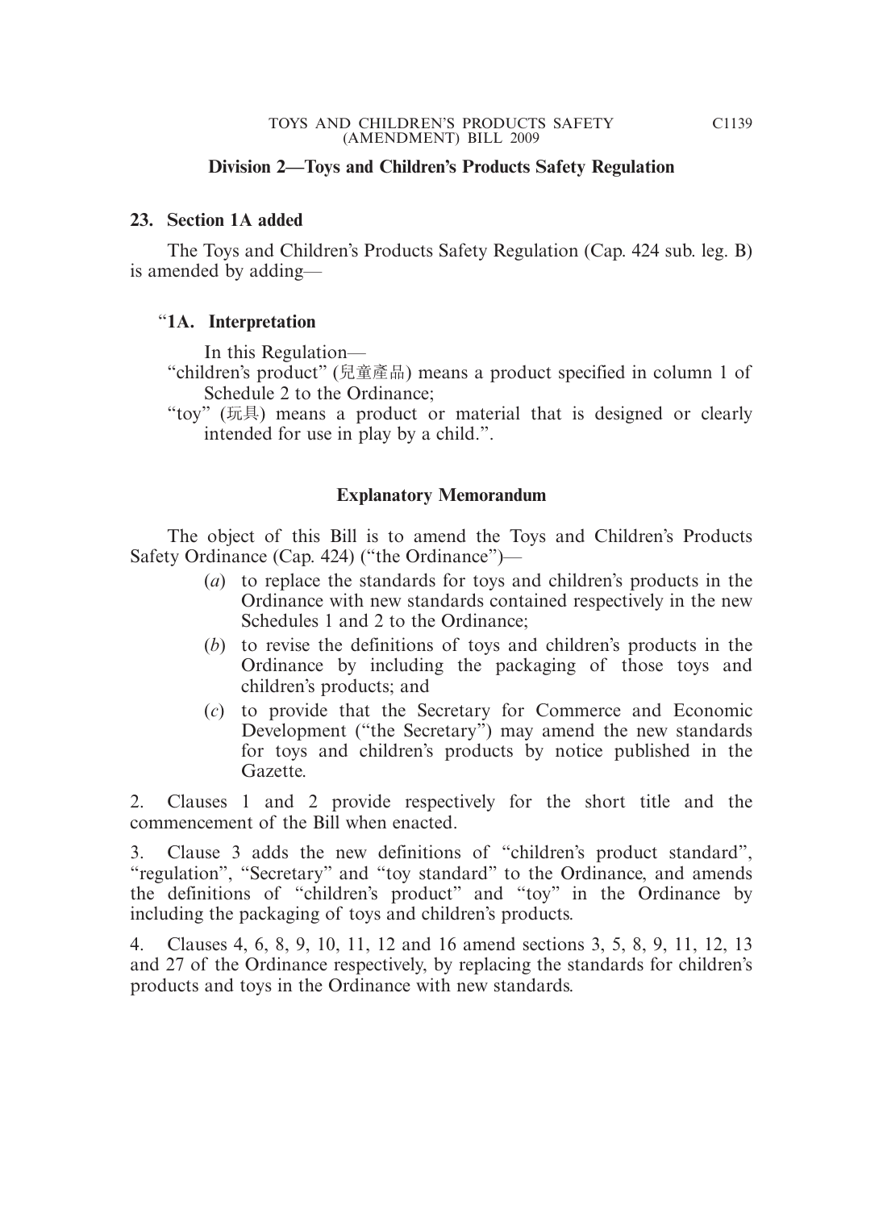## Division 2—Toys and Children's Products Safety Regulation

**23. Section 1A added**

The Toys and Children's Products Safety Regulation (Cap. 424 sub. leg. B) is amended by adding—

"**1A. Interpretation**

In this Regulation—

"children's product" (兒童產品) means a product specified in column 1 of Schedule 2 to the Ordinance;

"toy" (玩具) means a product or material that is designed or clearly intended for use in play by a child.".

## Explanatory Memorandum

The object of this Bill is to amend the Toys and Children's Products Safety Ordinance (Cap. 424) ("the Ordinance")—

(*a*) to replace the standards for toys and children's products in the Ordinance with new standards contained respectively in the new Schedules 1 and 2 to the Ordinance;

(*b*) to revise the definitions of toys and children's products in the Ordinance by including the packaging of those toys and children's products; and

(*c*) to provide that the Secretary for Commerce and Economic Development ("the Secretary") may amend the new standards for toys and children's products by notice published in the Gazette.

2. Clauses 1 and 2 provide respectively for the short title and the commencement of the Bill when enacted.

3. Clause 3 adds the new definitions of "children's product standard", "regulation", "Secretary" and "toy standard" to the Ordinance, and amends the definitions of "children's product" and "toy" in the Ordinance by including the packaging of toys and children's products.

4. Clauses 4, 6, 8, 9, 10, 11, 12 and 16 amend sections 3, 5, 8, 9, 11, 12, 13 and 27 of the Ordinance respectively, by replacing the standards for children's products and toys in the Ordinance with new standards.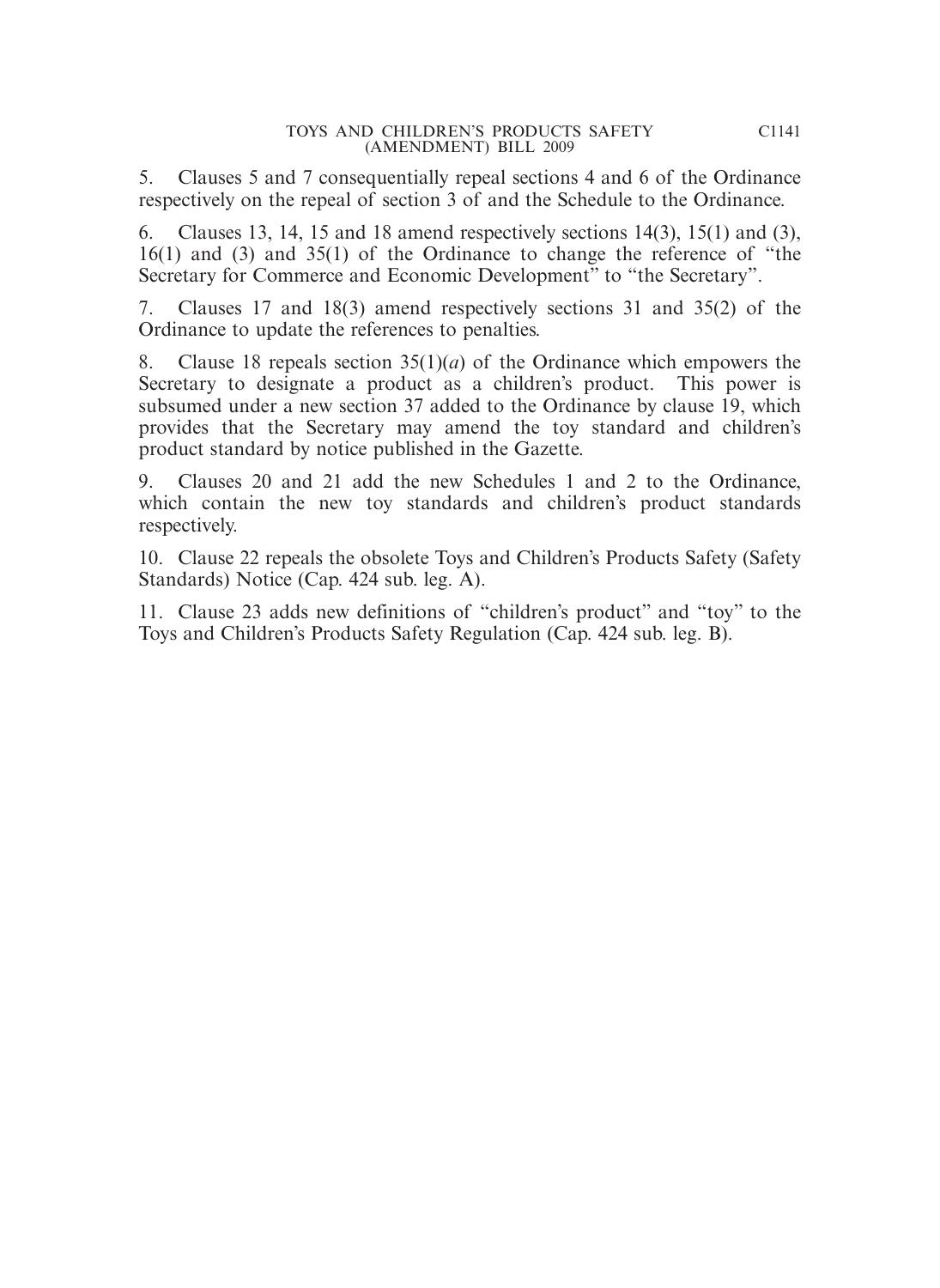5. Clauses 5 and 7 consequentially repeal sections 4 and 6 of the Ordinance respectively on the repeal of section 3 of and the Schedule to the Ordinance.

6. Clauses 13, 14, 15 and 18 amend respectively sections 14(3), 15(1) and (3), 16(1) and (3) and 35(1) of the Ordinance to change the reference of "the Secretary for Commerce and Economic Development" to "the Secretary".

7. Clauses 17 and 18(3) amend respectively sections 31 and 35(2) of the Ordinance to update the references to penalties.

8. Clause 18 repeals section 35(1)(*a*) of the Ordinance which empowers the Secretary to designate a product as a children's product. This power is subsumed under a new section 37 added to the Ordinance by clause 19, which provides that the Secretary may amend the toy standard and children's product standard by notice published in the Gazette.

9. Clauses 20 and 21 add the new Schedules 1 and 2 to the Ordinance, which contain the new toy standards and children's product standards respectively.

10. Clause 22 repeals the obsolete Toys and Children's Products Safety (Safety Standards) Notice (Cap. 424 sub. leg. A).

11. Clause 23 adds new definitions of "children's product" and "toy" to the Toys and Children's Products Safety Regulation (Cap. 424 sub. leg. B).